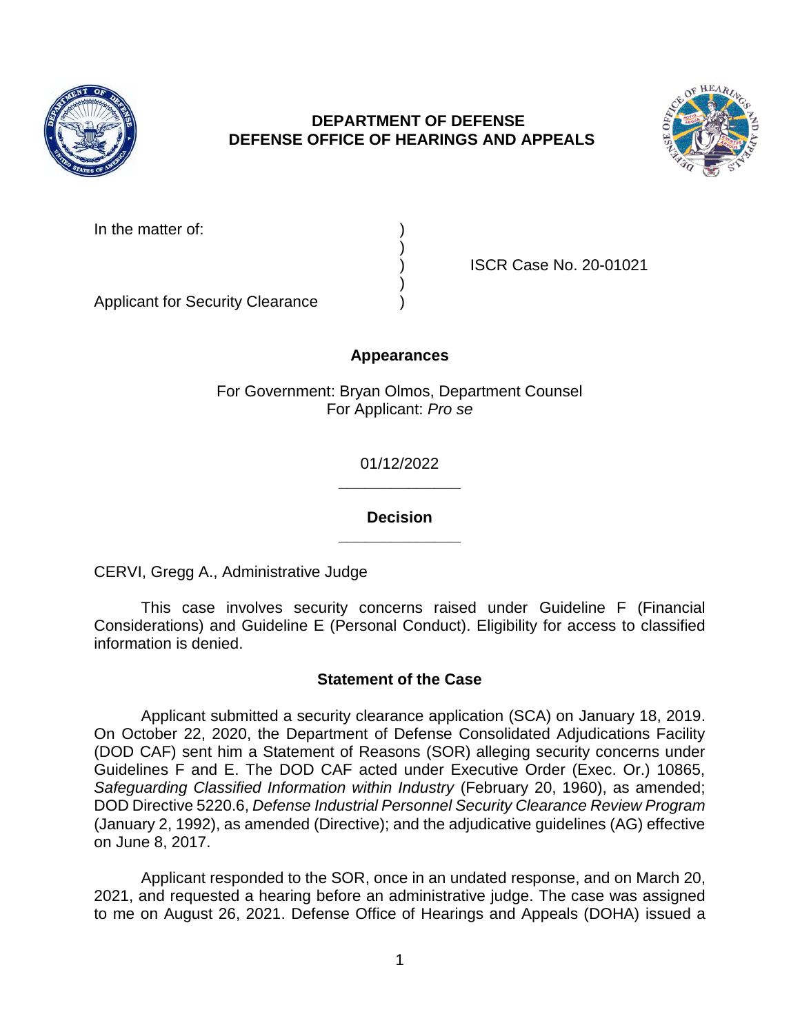**DEPARTMENT OF DEFENSE**
**DEFENSE OFFICE OF HEARINGS AND APPEALS**

In the matter of: )
)
) ISCR Case No. 20-01021
)
Applicant for Security Clearance )

**Appearances**

For Government: Bryan Olmos, Department Counsel
For Applicant: *Pro se*

01/12/2022

______________

**Decision**

______________

CERVI, Gregg A., Administrative Judge

This case involves security concerns raised under Guideline F (Financial Considerations) and Guideline E (Personal Conduct). Eligibility for access to classified information is denied.

**Statement of the Case**

Applicant submitted a security clearance application (SCA) on January 18, 2019. On October 22, 2020, the Department of Defense Consolidated Adjudications Facility (DOD CAF) sent him a Statement of Reasons (SOR) alleging security concerns under Guidelines F and E. The DOD CAF acted under Executive Order (Exec. Or.) 10865, *Safeguarding Classified Information within Industry* (February 20, 1960), as amended; DOD Directive 5220.6, *Defense Industrial Personnel Security Clearance Review Program* (January 2, 1992), as amended (Directive); and the adjudicative guidelines (AG) effective on June 8, 2017.

Applicant responded to the SOR, once in an undated response, and on March 20, 2021, and requested a hearing before an administrative judge. The case was assigned to me on August 26, 2021. Defense Office of Hearings and Appeals (DOHA) issued a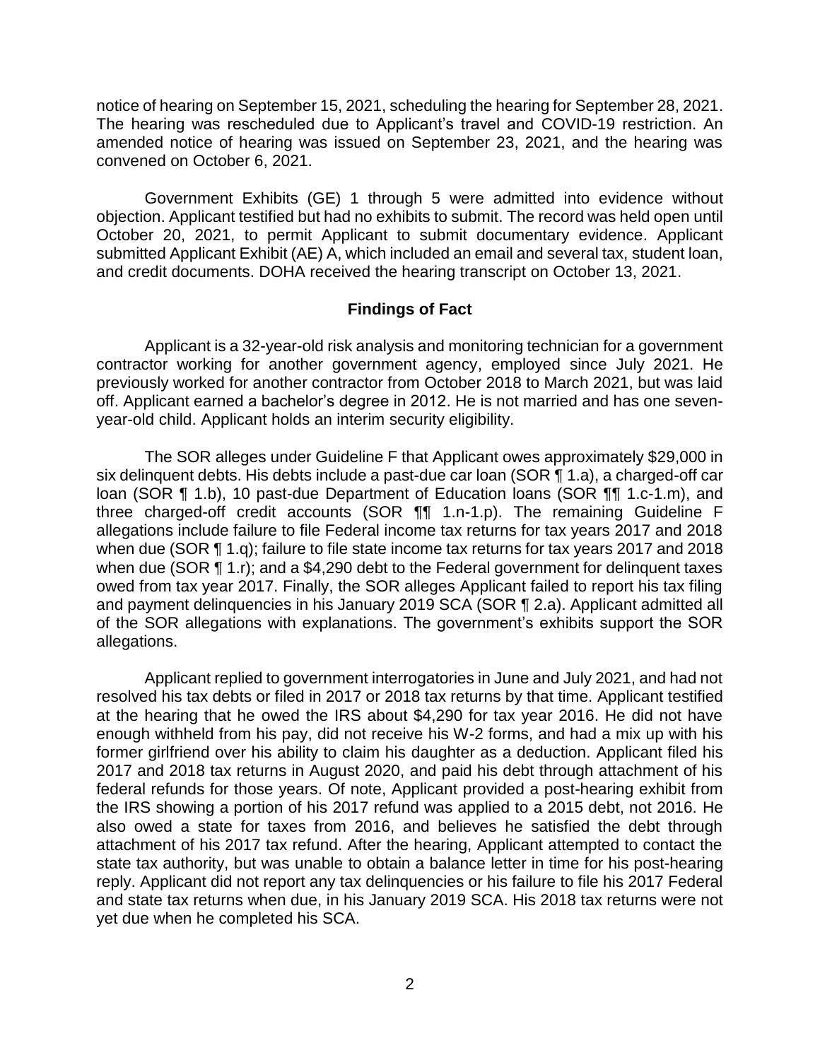notice of hearing on September 15, 2021, scheduling the hearing for September 28, 2021. The hearing was rescheduled due to Applicant's travel and COVID-19 restriction. An amended notice of hearing was issued on September 23, 2021, and the hearing was convened on October 6, 2021.

Government Exhibits (GE) 1 through 5 were admitted into evidence without objection. Applicant testified but had no exhibits to submit. The record was held open until October 20, 2021, to permit Applicant to submit documentary evidence. Applicant submitted Applicant Exhibit (AE) A, which included an email and several tax, student loan, and credit documents. DOHA received the hearing transcript on October 13, 2021.

## Findings of Fact

Applicant is a 32-year-old risk analysis and monitoring technician for a government contractor working for another government agency, employed since July 2021. He previously worked for another contractor from October 2018 to March 2021, but was laid off. Applicant earned a bachelor's degree in 2012. He is not married and has one seven-year-old child. Applicant holds an interim security eligibility.

The SOR alleges under Guideline F that Applicant owes approximately $29,000 in six delinquent debts. His debts include a past-due car loan (SOR ¶ 1.a), a charged-off car loan (SOR ¶ 1.b), 10 past-due Department of Education loans (SOR ¶¶ 1.c-1.m), and three charged-off credit accounts (SOR ¶¶ 1.n-1.p). The remaining Guideline F allegations include failure to file Federal income tax returns for tax years 2017 and 2018 when due (SOR ¶ 1.q); failure to file state income tax returns for tax years 2017 and 2018 when due (SOR ¶ 1.r); and a $4,290 debt to the Federal government for delinquent taxes owed from tax year 2017. Finally, the SOR alleges Applicant failed to report his tax filing and payment delinquencies in his January 2019 SCA (SOR ¶ 2.a). Applicant admitted all of the SOR allegations with explanations. The government's exhibits support the SOR allegations.

Applicant replied to government interrogatories in June and July 2021, and had not resolved his tax debts or filed in 2017 or 2018 tax returns by that time. Applicant testified at the hearing that he owed the IRS about $4,290 for tax year 2016. He did not have enough withheld from his pay, did not receive his W-2 forms, and had a mix up with his former girlfriend over his ability to claim his daughter as a deduction. Applicant filed his 2017 and 2018 tax returns in August 2020, and paid his debt through attachment of his federal refunds for those years. Of note, Applicant provided a post-hearing exhibit from the IRS showing a portion of his 2017 refund was applied to a 2015 debt, not 2016. He also owed a state for taxes from 2016, and believes he satisfied the debt through attachment of his 2017 tax refund. After the hearing, Applicant attempted to contact the state tax authority, but was unable to obtain a balance letter in time for his post-hearing reply. Applicant did not report any tax delinquencies or his failure to file his 2017 Federal and state tax returns when due, in his January 2019 SCA. His 2018 tax returns were not yet due when he completed his SCA.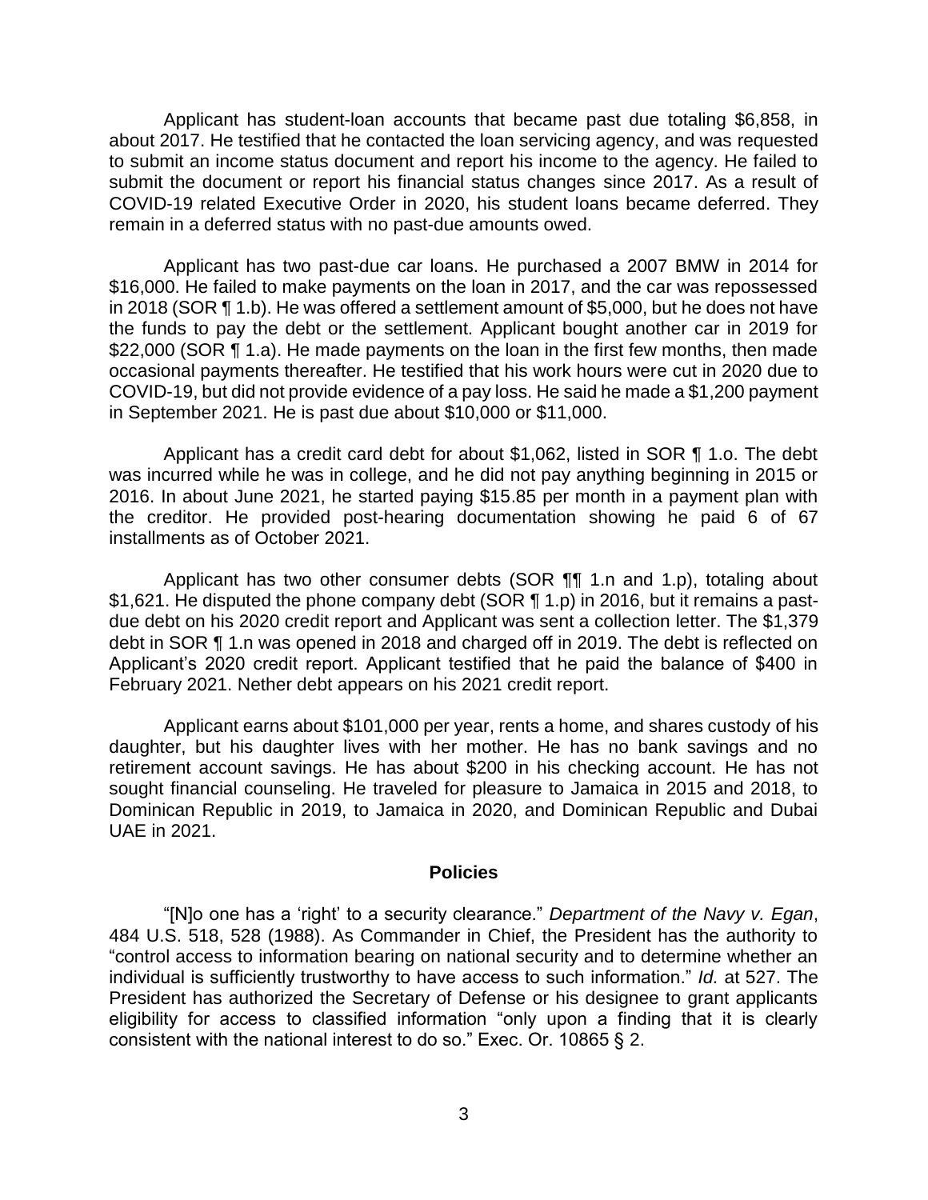Applicant has student-loan accounts that became past due totaling $6,858, in about 2017. He testified that he contacted the loan servicing agency, and was requested to submit an income status document and report his income to the agency. He failed to submit the document or report his financial status changes since 2017. As a result of COVID-19 related Executive Order in 2020, his student loans became deferred. They remain in a deferred status with no past-due amounts owed.

Applicant has two past-due car loans. He purchased a 2007 BMW in 2014 for $16,000. He failed to make payments on the loan in 2017, and the car was repossessed in 2018 (SOR ¶ 1.b). He was offered a settlement amount of $5,000, but he does not have the funds to pay the debt or the settlement. Applicant bought another car in 2019 for $22,000 (SOR ¶ 1.a). He made payments on the loan in the first few months, then made occasional payments thereafter. He testified that his work hours were cut in 2020 due to COVID-19, but did not provide evidence of a pay loss. He said he made a $1,200 payment in September 2021. He is past due about $10,000 or $11,000.

Applicant has a credit card debt for about $1,062, listed in SOR ¶ 1.o. The debt was incurred while he was in college, and he did not pay anything beginning in 2015 or 2016. In about June 2021, he started paying $15.85 per month in a payment plan with the creditor. He provided post-hearing documentation showing he paid 6 of 67 installments as of October 2021.

Applicant has two other consumer debts (SOR ¶¶ 1.n and 1.p), totaling about $1,621. He disputed the phone company debt (SOR ¶ 1.p) in 2016, but it remains a past-due debt on his 2020 credit report and Applicant was sent a collection letter. The $1,379 debt in SOR ¶ 1.n was opened in 2018 and charged off in 2019. The debt is reflected on Applicant's 2020 credit report. Applicant testified that he paid the balance of $400 in February 2021. Nether debt appears on his 2021 credit report.

Applicant earns about $101,000 per year, rents a home, and shares custody of his daughter, but his daughter lives with her mother. He has no bank savings and no retirement account savings. He has about $200 in his checking account. He has not sought financial counseling. He traveled for pleasure to Jamaica in 2015 and 2018, to Dominican Republic in 2019, to Jamaica in 2020, and Dominican Republic and Dubai UAE in 2021.

## Policies

"[N]o one has a 'right' to a security clearance." *Department of the Navy v. Egan*, 484 U.S. 518, 528 (1988). As Commander in Chief, the President has the authority to "control access to information bearing on national security and to determine whether an individual is sufficiently trustworthy to have access to such information." *Id.* at 527. The President has authorized the Secretary of Defense or his designee to grant applicants eligibility for access to classified information "only upon a finding that it is clearly consistent with the national interest to do so." Exec. Or. 10865 § 2.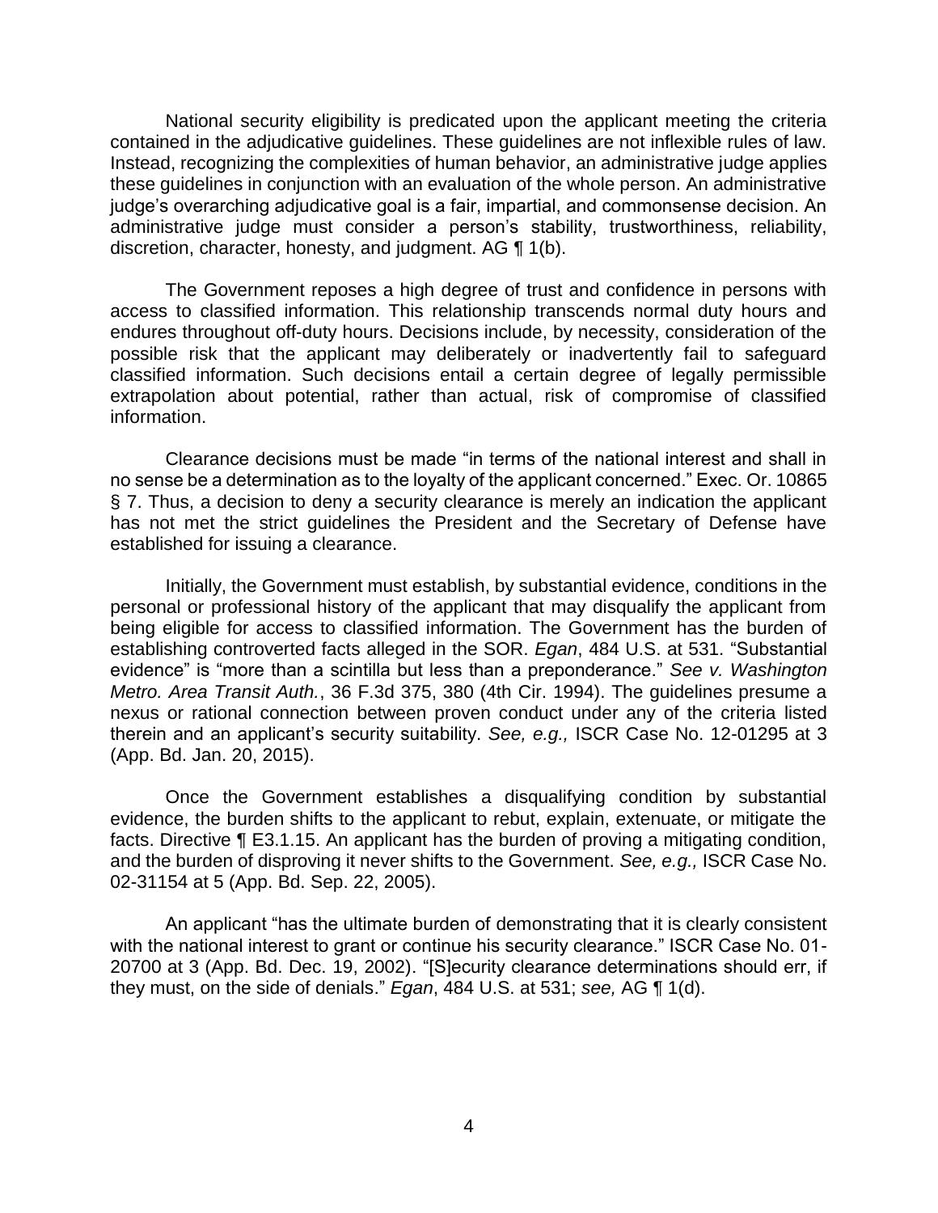National security eligibility is predicated upon the applicant meeting the criteria contained in the adjudicative guidelines. These guidelines are not inflexible rules of law. Instead, recognizing the complexities of human behavior, an administrative judge applies these guidelines in conjunction with an evaluation of the whole person. An administrative judge's overarching adjudicative goal is a fair, impartial, and commonsense decision. An administrative judge must consider a person's stability, trustworthiness, reliability, discretion, character, honesty, and judgment. AG ¶ 1(b).

The Government reposes a high degree of trust and confidence in persons with access to classified information. This relationship transcends normal duty hours and endures throughout off-duty hours. Decisions include, by necessity, consideration of the possible risk that the applicant may deliberately or inadvertently fail to safeguard classified information. Such decisions entail a certain degree of legally permissible extrapolation about potential, rather than actual, risk of compromise of classified information.

Clearance decisions must be made "in terms of the national interest and shall in no sense be a determination as to the loyalty of the applicant concerned." Exec. Or. 10865 § 7. Thus, a decision to deny a security clearance is merely an indication the applicant has not met the strict guidelines the President and the Secretary of Defense have established for issuing a clearance.

Initially, the Government must establish, by substantial evidence, conditions in the personal or professional history of the applicant that may disqualify the applicant from being eligible for access to classified information. The Government has the burden of establishing controverted facts alleged in the SOR. *Egan*, 484 U.S. at 531. "Substantial evidence" is "more than a scintilla but less than a preponderance." *See v. Washington Metro. Area Transit Auth.*, 36 F.3d 375, 380 (4th Cir. 1994). The guidelines presume a nexus or rational connection between proven conduct under any of the criteria listed therein and an applicant's security suitability. *See, e.g.,* ISCR Case No. 12-01295 at 3 (App. Bd. Jan. 20, 2015).

Once the Government establishes a disqualifying condition by substantial evidence, the burden shifts to the applicant to rebut, explain, extenuate, or mitigate the facts. Directive ¶ E3.1.15. An applicant has the burden of proving a mitigating condition, and the burden of disproving it never shifts to the Government. *See, e.g.,* ISCR Case No. 02-31154 at 5 (App. Bd. Sep. 22, 2005).

An applicant "has the ultimate burden of demonstrating that it is clearly consistent with the national interest to grant or continue his security clearance." ISCR Case No. 01-20700 at 3 (App. Bd. Dec. 19, 2002). "[S]ecurity clearance determinations should err, if they must, on the side of denials." *Egan*, 484 U.S. at 531; *see,* AG ¶ 1(d).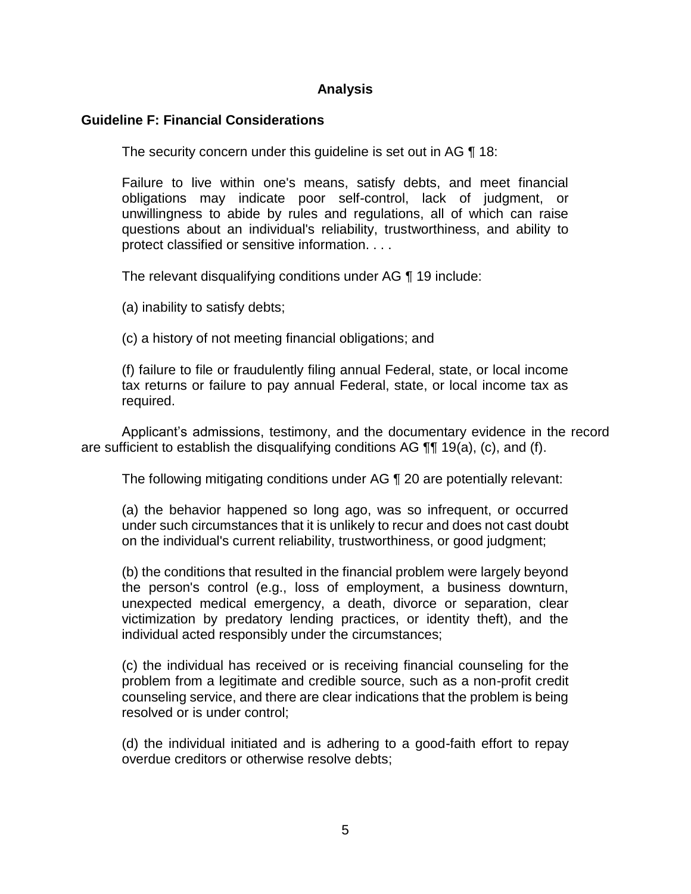## Analysis

### Guideline F: Financial Considerations

The security concern under this guideline is set out in AG ¶ 18:

> Failure to live within one's means, satisfy debts, and meet financial obligations may indicate poor self-control, lack of judgment, or unwillingness to abide by rules and regulations, all of which can raise questions about an individual's reliability, trustworthiness, and ability to protect classified or sensitive information. . . .

The relevant disqualifying conditions under AG ¶ 19 include:

> (a) inability to satisfy debts;
>
> (c) a history of not meeting financial obligations; and
>
> (f) failure to file or fraudulently filing annual Federal, state, or local income tax returns or failure to pay annual Federal, state, or local income tax as required.

Applicant's admissions, testimony, and the documentary evidence in the record are sufficient to establish the disqualifying conditions AG ¶¶ 19(a), (c), and (f).

The following mitigating conditions under AG ¶ 20 are potentially relevant:

> (a) the behavior happened so long ago, was so infrequent, or occurred under such circumstances that it is unlikely to recur and does not cast doubt on the individual's current reliability, trustworthiness, or good judgment;
>
> (b) the conditions that resulted in the financial problem were largely beyond the person's control (e.g., loss of employment, a business downturn, unexpected medical emergency, a death, divorce or separation, clear victimization by predatory lending practices, or identity theft), and the individual acted responsibly under the circumstances;
>
> (c) the individual has received or is receiving financial counseling for the problem from a legitimate and credible source, such as a non-profit credit counseling service, and there are clear indications that the problem is being resolved or is under control;
>
> (d) the individual initiated and is adhering to a good-faith effort to repay overdue creditors or otherwise resolve debts;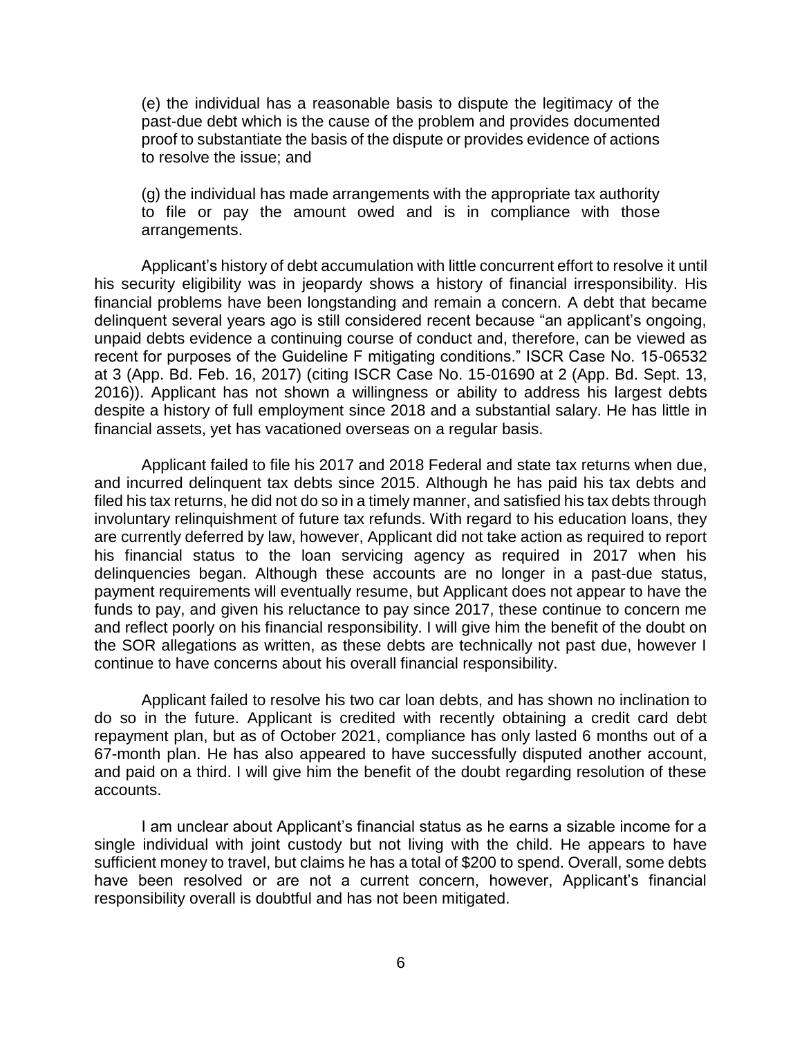(e) the individual has a reasonable basis to dispute the legitimacy of the past-due debt which is the cause of the problem and provides documented proof to substantiate the basis of the dispute or provides evidence of actions to resolve the issue; and

(g) the individual has made arrangements with the appropriate tax authority to file or pay the amount owed and is in compliance with those arrangements.

Applicant's history of debt accumulation with little concurrent effort to resolve it until his security eligibility was in jeopardy shows a history of financial irresponsibility. His financial problems have been longstanding and remain a concern. A debt that became delinquent several years ago is still considered recent because "an applicant's ongoing, unpaid debts evidence a continuing course of conduct and, therefore, can be viewed as recent for purposes of the Guideline F mitigating conditions." ISCR Case No. 15-06532 at 3 (App. Bd. Feb. 16, 2017) (citing ISCR Case No. 15-01690 at 2 (App. Bd. Sept. 13, 2016)). Applicant has not shown a willingness or ability to address his largest debts despite a history of full employment since 2018 and a substantial salary. He has little in financial assets, yet has vacationed overseas on a regular basis.

Applicant failed to file his 2017 and 2018 Federal and state tax returns when due, and incurred delinquent tax debts since 2015. Although he has paid his tax debts and filed his tax returns, he did not do so in a timely manner, and satisfied his tax debts through involuntary relinquishment of future tax refunds. With regard to his education loans, they are currently deferred by law, however, Applicant did not take action as required to report his financial status to the loan servicing agency as required in 2017 when his delinquencies began. Although these accounts are no longer in a past-due status, payment requirements will eventually resume, but Applicant does not appear to have the funds to pay, and given his reluctance to pay since 2017, these continue to concern me and reflect poorly on his financial responsibility. I will give him the benefit of the doubt on the SOR allegations as written, as these debts are technically not past due, however I continue to have concerns about his overall financial responsibility.

Applicant failed to resolve his two car loan debts, and has shown no inclination to do so in the future. Applicant is credited with recently obtaining a credit card debt repayment plan, but as of October 2021, compliance has only lasted 6 months out of a 67-month plan. He has also appeared to have successfully disputed another account, and paid on a third. I will give him the benefit of the doubt regarding resolution of these accounts.

I am unclear about Applicant's financial status as he earns a sizable income for a single individual with joint custody but not living with the child. He appears to have sufficient money to travel, but claims he has a total of $200 to spend. Overall, some debts have been resolved or are not a current concern, however, Applicant's financial responsibility overall is doubtful and has not been mitigated.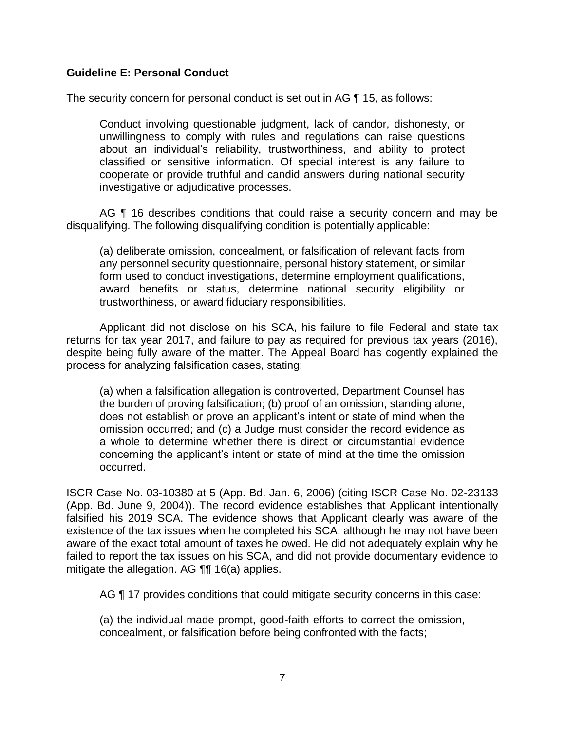**Guideline E: Personal Conduct**

The security concern for personal conduct is set out in AG ¶ 15, as follows:

> Conduct involving questionable judgment, lack of candor, dishonesty, or unwillingness to comply with rules and regulations can raise questions about an individual's reliability, trustworthiness, and ability to protect classified or sensitive information. Of special interest is any failure to cooperate or provide truthful and candid answers during national security investigative or adjudicative processes.

AG ¶ 16 describes conditions that could raise a security concern and may be disqualifying. The following disqualifying condition is potentially applicable:

> (a) deliberate omission, concealment, or falsification of relevant facts from any personnel security questionnaire, personal history statement, or similar form used to conduct investigations, determine employment qualifications, award benefits or status, determine national security eligibility or trustworthiness, or award fiduciary responsibilities.

Applicant did not disclose on his SCA, his failure to file Federal and state tax returns for tax year 2017, and failure to pay as required for previous tax years (2016), despite being fully aware of the matter. The Appeal Board has cogently explained the process for analyzing falsification cases, stating:

> (a) when a falsification allegation is controverted, Department Counsel has the burden of proving falsification; (b) proof of an omission, standing alone, does not establish or prove an applicant's intent or state of mind when the omission occurred; and (c) a Judge must consider the record evidence as a whole to determine whether there is direct or circumstantial evidence concerning the applicant's intent or state of mind at the time the omission occurred.

ISCR Case No. 03-10380 at 5 (App. Bd. Jan. 6, 2006) (citing ISCR Case No. 02-23133 (App. Bd. June 9, 2004)). The record evidence establishes that Applicant intentionally falsified his 2019 SCA. The evidence shows that Applicant clearly was aware of the existence of the tax issues when he completed his SCA, although he may not have been aware of the exact total amount of taxes he owed. He did not adequately explain why he failed to report the tax issues on his SCA, and did not provide documentary evidence to mitigate the allegation. AG ¶¶ 16(a) applies.

AG ¶ 17 provides conditions that could mitigate security concerns in this case:

> (a) the individual made prompt, good-faith efforts to correct the omission, concealment, or falsification before being confronted with the facts;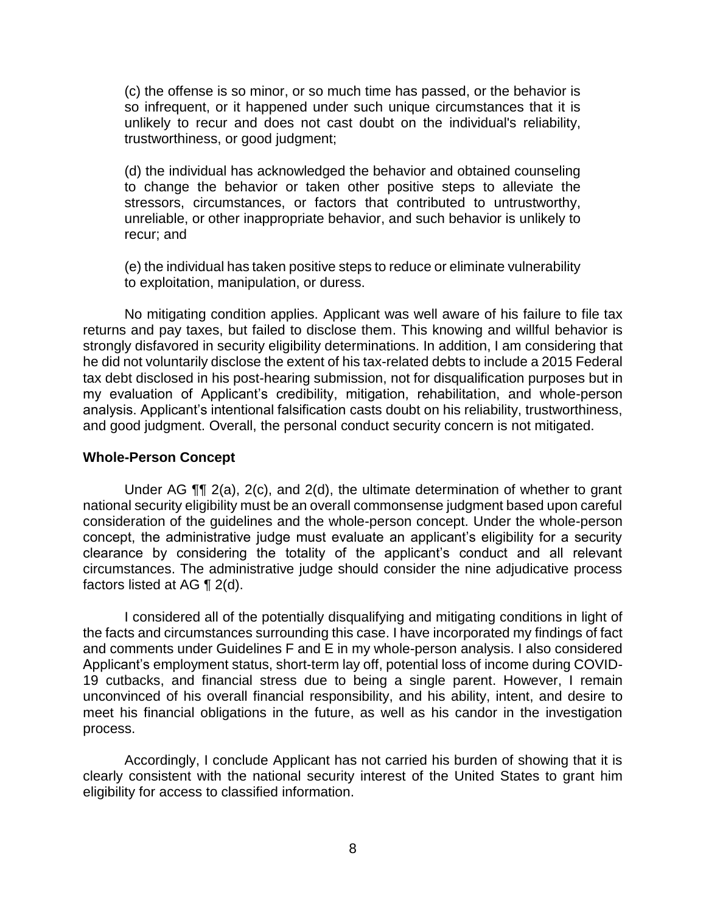(c) the offense is so minor, or so much time has passed, or the behavior is so infrequent, or it happened under such unique circumstances that it is unlikely to recur and does not cast doubt on the individual's reliability, trustworthiness, or good judgment;

(d) the individual has acknowledged the behavior and obtained counseling to change the behavior or taken other positive steps to alleviate the stressors, circumstances, or factors that contributed to untrustworthy, unreliable, or other inappropriate behavior, and such behavior is unlikely to recur; and

(e) the individual has taken positive steps to reduce or eliminate vulnerability to exploitation, manipulation, or duress.

No mitigating condition applies. Applicant was well aware of his failure to file tax returns and pay taxes, but failed to disclose them. This knowing and willful behavior is strongly disfavored in security eligibility determinations. In addition, I am considering that he did not voluntarily disclose the extent of his tax-related debts to include a 2015 Federal tax debt disclosed in his post-hearing submission, not for disqualification purposes but in my evaluation of Applicant's credibility, mitigation, rehabilitation, and whole-person analysis. Applicant's intentional falsification casts doubt on his reliability, trustworthiness, and good judgment. Overall, the personal conduct security concern is not mitigated.

**Whole-Person Concept**

Under AG ¶¶ 2(a), 2(c), and 2(d), the ultimate determination of whether to grant national security eligibility must be an overall commonsense judgment based upon careful consideration of the guidelines and the whole-person concept. Under the whole-person concept, the administrative judge must evaluate an applicant's eligibility for a security clearance by considering the totality of the applicant's conduct and all relevant circumstances. The administrative judge should consider the nine adjudicative process factors listed at AG ¶ 2(d).

I considered all of the potentially disqualifying and mitigating conditions in light of the facts and circumstances surrounding this case. I have incorporated my findings of fact and comments under Guidelines F and E in my whole-person analysis. I also considered Applicant's employment status, short-term lay off, potential loss of income during COVID-19 cutbacks, and financial stress due to being a single parent. However, I remain unconvinced of his overall financial responsibility, and his ability, intent, and desire to meet his financial obligations in the future, as well as his candor in the investigation process.

Accordingly, I conclude Applicant has not carried his burden of showing that it is clearly consistent with the national security interest of the United States to grant him eligibility for access to classified information.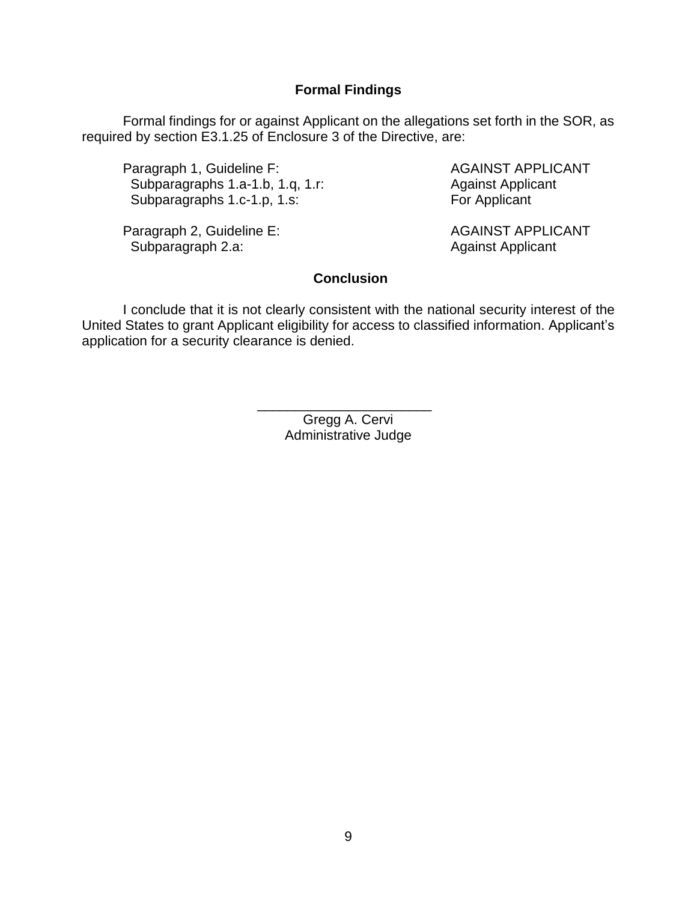## Formal Findings

Formal findings for or against Applicant on the allegations set forth in the SOR, as required by section E3.1.25 of Enclosure 3 of the Directive, are:

| | |
|---|---|
| Paragraph 1, Guideline F: | AGAINST APPLICANT |
| Subparagraphs 1.a-1.b, 1.q, 1.r: | Against Applicant |
| Subparagraphs 1.c-1.p, 1.s: | For Applicant |
| | |
| Paragraph 2, Guideline E: | AGAINST APPLICANT |
| Subparagraph 2.a: | Against Applicant |

## Conclusion

I conclude that it is not clearly consistent with the national security interest of the United States to grant Applicant eligibility for access to classified information. Applicant's application for a security clearance is denied.

\_\_\_\_\_\_\_\_\_\_\_\_\_\_\_\_\_\_\_\_\_\_\_\_

Gregg A. Cervi
Administrative Judge